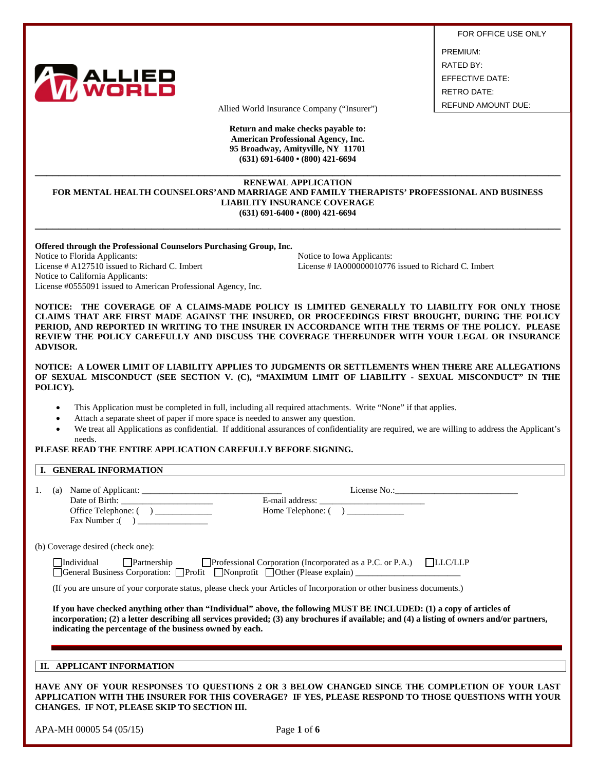| FOR OFFICE USE ONLY |
|---|
| PREMIUM: |
| RATED BY: |
| EFFECTIVE DATE: |
| RETRO DATE: |
| REFUND AMOUNT DUE: |

ALLIED WORLD

Allied World Insurance Company ("Insurer")

**Return and make checks payable to:**
**American Professional Agency, Inc.**
**95 Broadway, Amityville, NY 11701**
**(631) 691-6400 • (800) 421-6694**

---

**RENEWAL APPLICATION**
**FOR MENTAL HEALTH COUNSELORS'AND MARRIAGE AND FAMILY THERAPISTS' PROFESSIONAL AND BUSINESS LIABILITY INSURANCE COVERAGE**
**(631) 691-6400 • (800) 421-6694**

---

**Offered through the Professional Counselors Purchasing Group, Inc.**

Notice to Florida Applicants:
License # A127510 issued to Richard C. Imbert

Notice to Iowa Applicants:
License # IA000000010776 issued to Richard C. Imbert

Notice to California Applicants:
License #0555091 issued to American Professional Agency, Inc.

**NOTICE: THE COVERAGE OF A CLAIMS-MADE POLICY IS LIMITED GENERALLY TO LIABILITY FOR ONLY THOSE CLAIMS THAT ARE FIRST MADE AGAINST THE INSURED, OR PROCEEDINGS FIRST BROUGHT, DURING THE POLICY PERIOD, AND REPORTED IN WRITING TO THE INSURER IN ACCORDANCE WITH THE TERMS OF THE POLICY. PLEASE REVIEW THE POLICY CAREFULLY AND DISCUSS THE COVERAGE THEREUNDER WITH YOUR LEGAL OR INSURANCE ADVISOR.**

**NOTICE: A LOWER LIMIT OF LIABILITY APPLIES TO JUDGMENTS OR SETTLEMENTS WHEN THERE ARE ALLEGATIONS OF SEXUAL MISCONDUCT (SEE SECTION V. (C), "MAXIMUM LIMIT OF LIABILITY - SEXUAL MISCONDUCT" IN THE POLICY).**

- This Application must be completed in full, including all required attachments. Write "None" if that applies.
- Attach a separate sheet of paper if more space is needed to answer any question.
- We treat all Applications as confidential. If additional assurances of confidentiality are required, we are willing to address the Applicant's needs.

**PLEASE READ THE ENTIRE APPLICATION CAREFULLY BEFORE SIGNING.**

## I. GENERAL INFORMATION

1. (a) Name of Applicant: ________________________________ License No.:____________________________
   Date of Birth: _____________________ E-mail address: ________________________
   Office Telephone: ( ) ____________ Home Telephone: ( ) _____________
   Fax Number :( ) ________________

(b) Coverage desired (check one):

☐ Individual ☐ Partnership ☐ Professional Corporation (Incorporated as a P.C. or P.A.) ☐ LLC/LLP
☐ General Business Corporation: ☐ Profit ☐ Nonprofit ☐ Other (Please explain) ________________________

(If you are unsure of your corporate status, please check your Articles of Incorporation or other business documents.)

**If you have checked anything other than "Individual" above, the following MUST BE INCLUDED: (1) a copy of articles of incorporation; (2) a letter describing all services provided; (3) any brochures if available; and (4) a listing of owners and/or partners, indicating the percentage of the business owned by each.**

## II. APPLICANT INFORMATION

**HAVE ANY OF YOUR RESPONSES TO QUESTIONS 2 OR 3 BELOW CHANGED SINCE THE COMPLETION OF YOUR LAST APPLICATION WITH THE INSURER FOR THIS COVERAGE? IF YES, PLEASE RESPOND TO THOSE QUESTIONS WITH YOUR CHANGES. IF NOT, PLEASE SKIP TO SECTION III.**

APA-MH 00005 54 (05/15)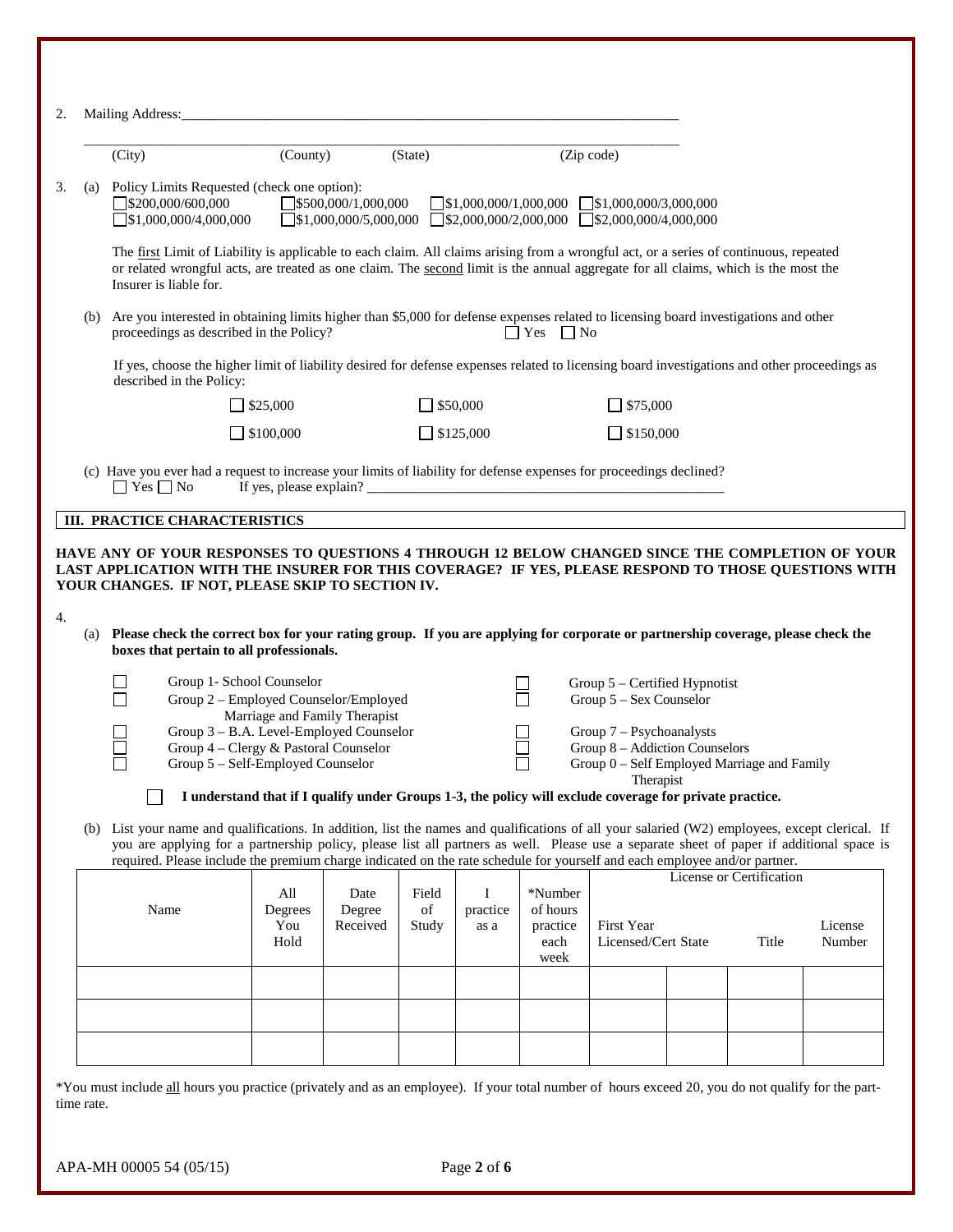2. Mailing Address:\_\_\_\_\_\_\_\_\_\_\_\_\_\_\_\_\_\_\_\_\_\_\_\_\_\_\_\_\_\_\_\_\_\_\_\_\_\_\_\_\_\_\_\_\_\_\_\_\_\_\_\_\_\_\_\_\_\_\_\_\_\_\_\_\_\_\_\_\_\_\_\_\_

\_\_\_\_\_\_\_\_\_\_\_\_\_\_\_\_\_\_\_\_\_\_\_\_\_\_\_\_\_\_\_\_\_\_\_\_\_\_\_\_\_\_\_\_\_\_\_\_\_\_\_\_\_\_\_\_\_\_\_\_\_\_\_\_\_\_\_\_\_\_\_\_\_\_\_\_\_\_\_\_\_\_\_

(City) (County) (State) (Zip code)

3. (a) Policy Limits Requested (check one option):

☐ $200,000/600,000 ☐ $500,000/1,000,000 ☐ $1,000,000/1,000,000 ☐ $1,000,000/3,000,000
☐ $1,000,000/4,000,000 ☐ $1,000,000/5,000,000 ☐ $2,000,000/2,000,000 ☐ $2,000,000/4,000,000

The first Limit of Liability is applicable to each claim. All claims arising from a wrongful act, or a series of continuous, repeated or related wrongful acts, are treated as one claim. The second limit is the annual aggregate for all claims, which is the most the Insurer is liable for.

(b) Are you interested in obtaining limits higher than $5,000 for defense expenses related to licensing board investigations and other proceedings as described in the Policy? ☐ Yes ☐ No

If yes, choose the higher limit of liability desired for defense expenses related to licensing board investigations and other proceedings as described in the Policy:

☐ $25,000 ☐ $50,000 ☐ $75,000

☐ $100,000 ☐ $125,000 ☐ $150,000

(c) Have you ever had a request to increase your limits of liability for defense expenses for proceedings declined?
☐ Yes ☐ No If yes, please explain? \_\_\_\_\_\_\_\_\_\_\_\_\_\_\_\_\_\_\_\_\_\_\_\_\_\_\_\_\_\_\_\_\_\_\_\_\_\_\_\_\_\_\_\_\_\_\_\_\_\_\_\_\_

## III. PRACTICE CHARACTERISTICS

**HAVE ANY OF YOUR RESPONSES TO QUESTIONS 4 THROUGH 12 BELOW CHANGED SINCE THE COMPLETION OF YOUR LAST APPLICATION WITH THE INSURER FOR THIS COVERAGE? IF YES, PLEASE RESPOND TO THOSE QUESTIONS WITH YOUR CHANGES. IF NOT, PLEASE SKIP TO SECTION IV.**

4.

(a) **Please check the correct box for your rating group. If you are applying for corporate or partnership coverage, please check the boxes that pertain to all professionals.**

☐ Group 1- School Counselor
☐ Group 2 – Employed Counselor/Employed Marriage and Family Therapist
☐ Group 3 – B.A. Level-Employed Counselor
☐ Group 4 – Clergy & Pastoral Counselor
☐ Group 5 – Self-Employed Counselor
☐ Group 5 – Certified Hypnotist
☐ Group 5 – Sex Counselor
☐ Group 7 – Psychoanalysts
☐ Group 8 – Addiction Counselors
☐ Group 0 – Self Employed Marriage and Family Therapist

☐ **I understand that if I qualify under Groups 1-3, the policy will exclude coverage for private practice.**

(b) List your name and qualifications. In addition, list the names and qualifications of all your salaried (W2) employees, except clerical. If you are applying for a partnership policy, please list all partners as well. Please use a separate sheet of paper if additional space is required. Please include the premium charge indicated on the rate schedule for yourself and each employee and/or partner.

| Name | All Degrees You Hold | Date Degree Received | Field of Study | I practice as a | *Number of hours practice each week | License or Certification: First Year Licensed/Cert | State | Title | License Number |
|---|---|---|---|---|---|---|---|---|---|
| | | | | | | | | | |
| | | | | | | | | | |
| | | | | | | | | | |

*You must include all hours you practice (privately and as an employee). If your total number of hours exceed 20, you do not qualify for the part-time rate.

APA-MH 00005 54 (05/15)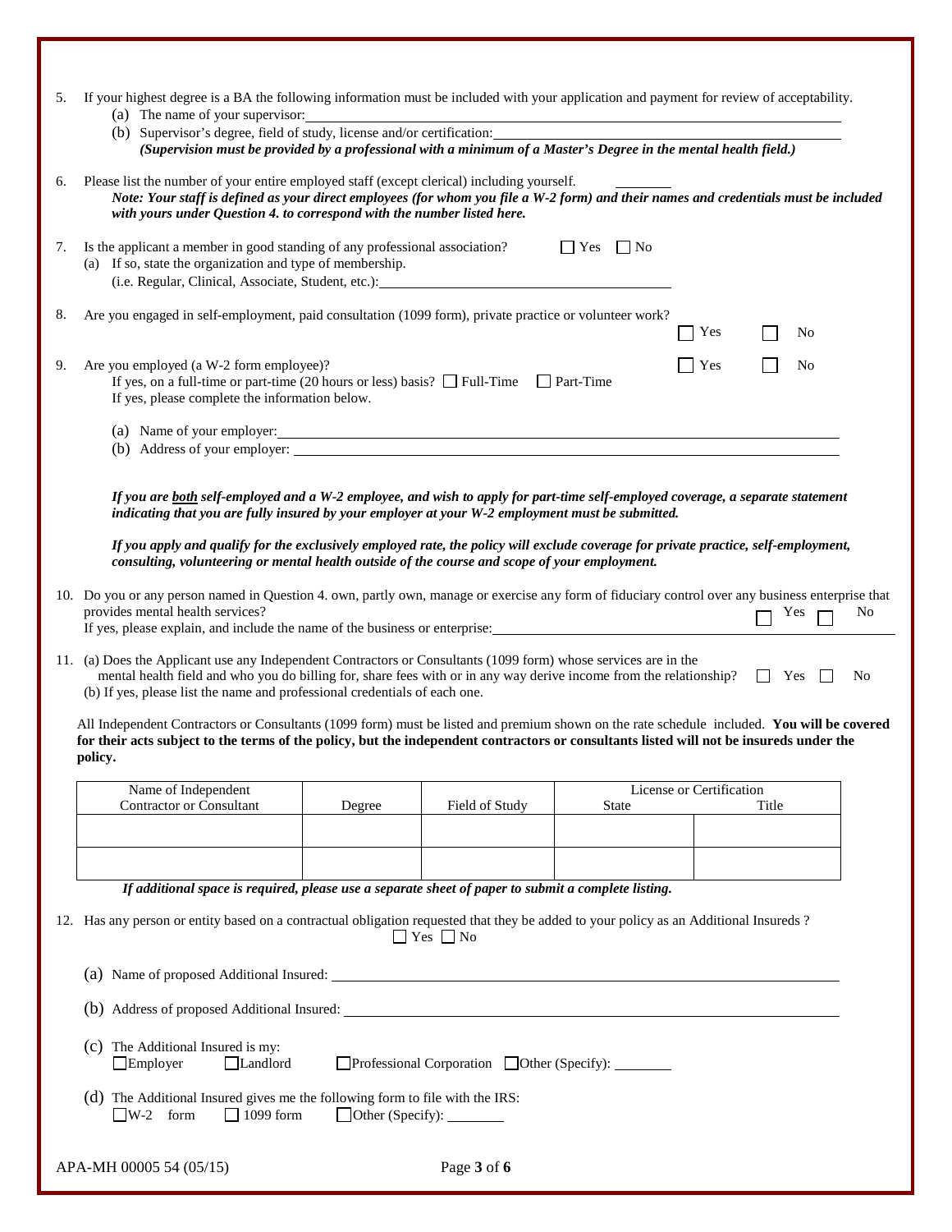5. If your highest degree is a BA the following information must be included with your application and payment for review of acceptability.
   (a) The name of your supervisor: ____________________
   (b) Supervisor's degree, field of study, license and/or certification: ____________________
   ***(Supervision must be provided by a professional with a minimum of a Master's Degree in the mental health field.)***

6. Please list the number of your entire employed staff (except clerical) including yourself. ________
   ***Note: Your staff is defined as your direct employees (for whom you file a W-2 form) and their names and credentials must be included with yours under Question 4. to correspond with the number listed here.***

7. Is the applicant a member in good standing of any professional association? ☐ Yes ☐ No
   (a) If so, state the organization and type of membership.
   (i.e. Regular, Clinical, Associate, Student, etc.): ____________________

8. Are you engaged in self-employment, paid consultation (1099 form), private practice or volunteer work? ☐ Yes ☐ No

9. Are you employed (a W-2 form employee)? ☐ Yes ☐ No
   If yes, on a full-time or part-time (20 hours or less) basis? ☐ Full-Time ☐ Part-Time
   If yes, please complete the information below.

   (a) Name of your employer: ____________________
   (b) Address of your employer: ____________________

   ***If you are <u>both</u> self-employed and a W-2 employee, and wish to apply for part-time self-employed coverage, a separate statement indicating that you are fully insured by your employer at your W-2 employment must be submitted.***

   ***If you apply and qualify for the exclusively employed rate, the policy will exclude coverage for private practice, self-employment, consulting, volunteering or mental health outside of the course and scope of your employment.***

10. Do you or any person named in Question 4. own, partly own, manage or exercise any form of fiduciary control over any business enterprise that provides mental health services? ☐ Yes ☐ No
    If yes, please explain, and include the name of the business or enterprise: ____________________

11. (a) Does the Applicant use any Independent Contractors or Consultants (1099 form) whose services are in the mental health field and who you do billing for, share fees with or in any way derive income from the relationship? ☐ Yes ☐ No
    (b) If yes, please list the name and professional credentials of each one.

    All Independent Contractors or Consultants (1099 form) must be listed and premium shown on the rate schedule included. **You will be covered for their acts subject to the terms of the policy, but the independent contractors or consultants listed will not be insureds under the policy.**

| Name of Independent Contractor or Consultant | Degree | Field of Study | License or Certification | |
|---|---|---|---|---|
| | | | State | Title |
| | | | | |
| | | | | |

***If additional space is required, please use a separate sheet of paper to submit a complete listing.***

12. Has any person or entity based on a contractual obligation requested that they be added to your policy as an Additional Insureds ? ☐ Yes ☐ No

    (a) Name of proposed Additional Insured: ____________________

    (b) Address of proposed Additional Insured: ____________________

    (c) The Additional Insured is my:
    ☐ Employer ☐ Landlord ☐ Professional Corporation ☐ Other (Specify): ________

    (d) The Additional Insured gives me the following form to file with the IRS:
    ☐ W-2 form ☐ 1099 form ☐ Other (Specify): ________

APA-MH 00005 54 (05/15)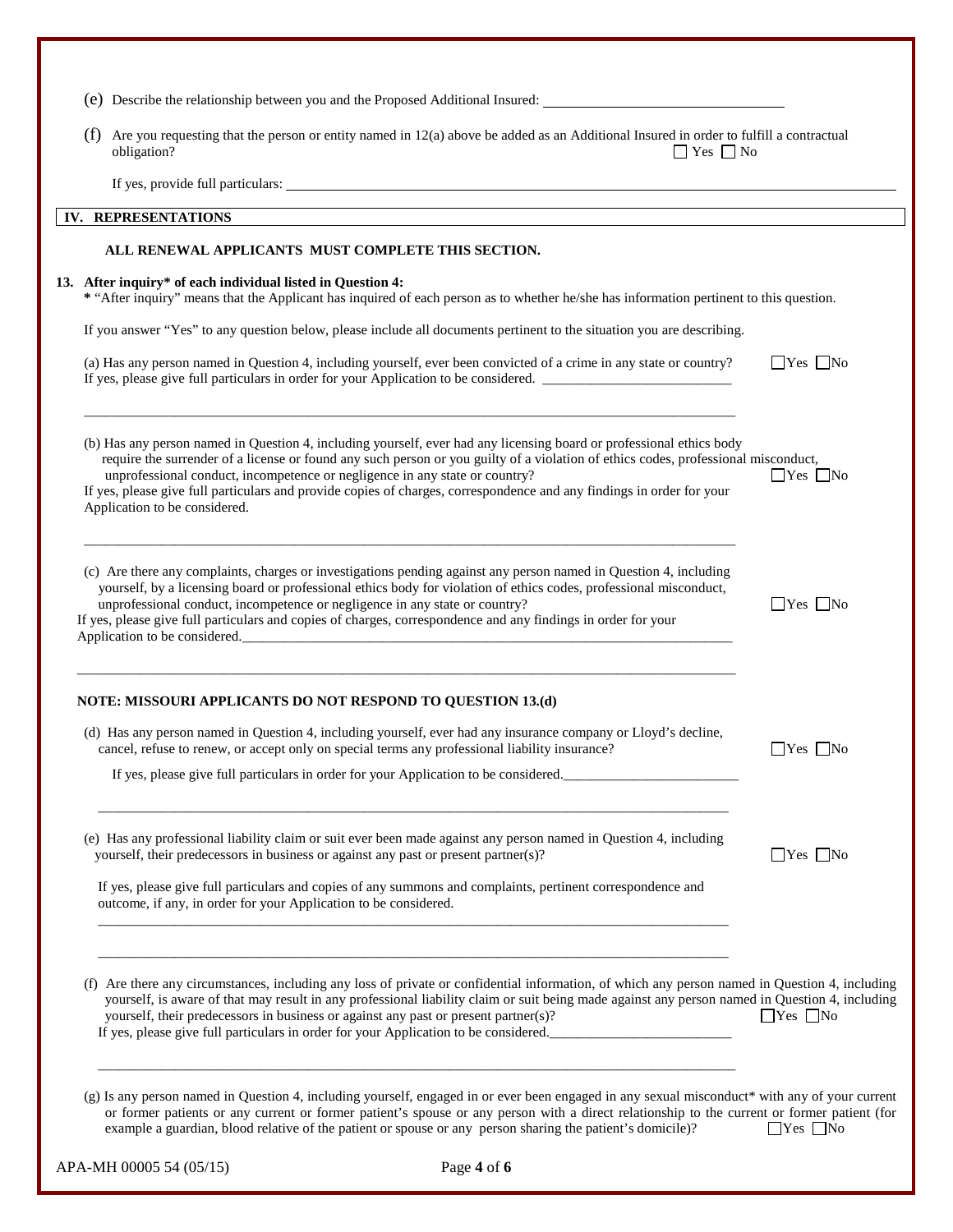(e) Describe the relationship between you and the Proposed Additional Insured: ____________________

(f) Are you requesting that the person or entity named in 12(a) above be added as an Additional Insured in order to fulfill a contractual obligation? ☐ Yes ☐ No

If yes, provide full particulars: ____________________

## IV. REPRESENTATIONS

**ALL RENEWAL APPLICANTS MUST COMPLETE THIS SECTION.**

**13. After inquiry\* of each individual listed in Question 4:**

**\*** "After inquiry" means that the Applicant has inquired of each person as to whether he/she has information pertinent to this question.

If you answer "Yes" to any question below, please include all documents pertinent to the situation you are describing.

(a) Has any person named in Question 4, including yourself, ever been convicted of a crime in any state or country? ☐Yes ☐No
If yes, please give full particulars in order for your Application to be considered. ____________________

____________________

(b) Has any person named in Question 4, including yourself, ever had any licensing board or professional ethics body require the surrender of a license or found any such person or you guilty of a violation of ethics codes, professional misconduct, unprofessional conduct, incompetence or negligence in any state or country? ☐Yes ☐No
If yes, please give full particulars and provide copies of charges, correspondence and any findings in order for your Application to be considered.

____________________

(c) Are there any complaints, charges or investigations pending against any person named in Question 4, including yourself, by a licensing board or professional ethics body for violation of ethics codes, professional misconduct, unprofessional conduct, incompetence or negligence in any state or country? ☐Yes ☐No
If yes, please give full particulars and copies of charges, correspondence and any findings in order for your Application to be considered.____________________

____________________

**NOTE: MISSOURI APPLICANTS DO NOT RESPOND TO QUESTION 13.(d)**

(d) Has any person named in Question 4, including yourself, ever had any insurance company or Lloyd's decline, cancel, refuse to renew, or accept only on special terms any professional liability insurance? ☐Yes ☐No

If yes, please give full particulars in order for your Application to be considered.____________________

____________________

(e) Has any professional liability claim or suit ever been made against any person named in Question 4, including yourself, their predecessors in business or against any past or present partner(s)? ☐Yes ☐No

If yes, please give full particulars and copies of any summons and complaints, pertinent correspondence and outcome, if any, in order for your Application to be considered.

____________________

____________________

(f) Are there any circumstances, including any loss of private or confidential information, of which any person named in Question 4, including yourself, is aware of that may result in any professional liability claim or suit being made against any person named in Question 4, including yourself, their predecessors in business or against any past or present partner(s)? ☐Yes ☐No
If yes, please give full particulars in order for your Application to be considered.____________________

____________________

(g) Is any person named in Question 4, including yourself, engaged in or ever been engaged in any sexual misconduct\* with any of your current or former patients or any current or former patient's spouse or any person with a direct relationship to the current or former patient (for example a guardian, blood relative of the patient or spouse or any person sharing the patient's domicile)? ☐Yes ☐No

APA-MH 00005 54 (05/15)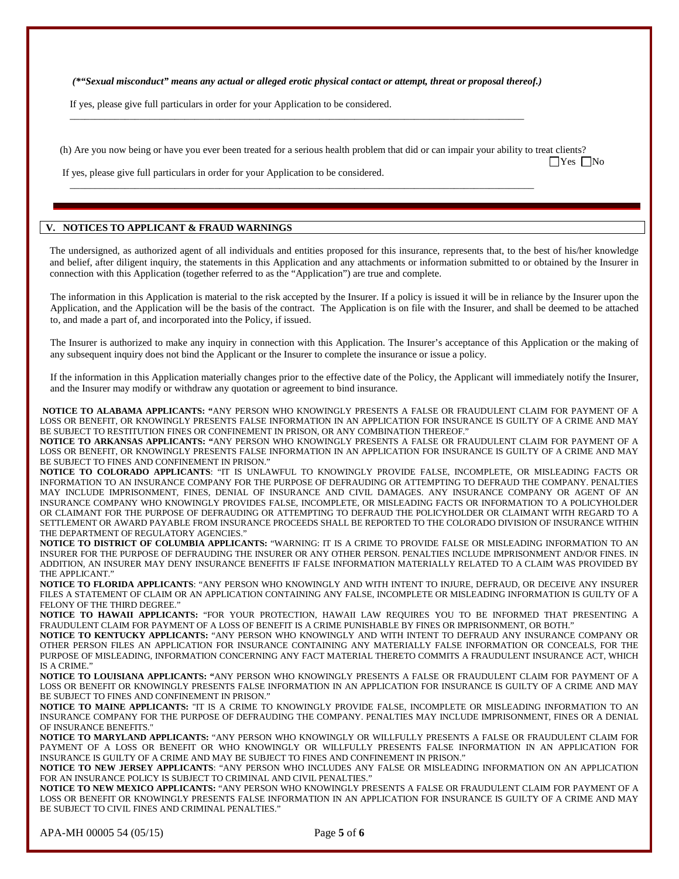*(\*"Sexual misconduct" means any actual or alleged erotic physical contact or attempt, threat or proposal thereof.)*

If yes, please give full particulars in order for your Application to be considered.

\_\_\_\_\_\_\_\_\_\_\_\_\_\_\_\_\_\_\_\_\_\_\_\_\_\_\_\_\_\_\_\_\_\_\_\_\_\_\_\_\_\_\_\_\_\_\_\_\_\_\_\_\_\_\_\_\_\_\_\_\_\_\_\_\_\_\_\_\_\_\_\_\_\_\_\_\_\_\_\_

(h) Are you now being or have you ever been treated for a serious health problem that did or can impair your ability to treat clients? ☐Yes ☐No

If yes, please give full particulars in order for your Application to be considered.

\_\_\_\_\_\_\_\_\_\_\_\_\_\_\_\_\_\_\_\_\_\_\_\_\_\_\_\_\_\_\_\_\_\_\_\_\_\_\_\_\_\_\_\_\_\_\_\_\_\_\_\_\_\_\_\_\_\_\_\_\_\_\_\_\_\_\_\_\_\_\_\_\_\_\_\_\_\_\_\_

## V. NOTICES TO APPLICANT & FRAUD WARNINGS

The undersigned, as authorized agent of all individuals and entities proposed for this insurance, represents that, to the best of his/her knowledge and belief, after diligent inquiry, the statements in this Application and any attachments or information submitted to or obtained by the Insurer in connection with this Application (together referred to as the "Application") are true and complete.

The information in this Application is material to the risk accepted by the Insurer. If a policy is issued it will be in reliance by the Insurer upon the Application, and the Application will be the basis of the contract. The Application is on file with the Insurer, and shall be deemed to be attached to, and made a part of, and incorporated into the Policy, if issued.

The Insurer is authorized to make any inquiry in connection with this Application. The Insurer's acceptance of this Application or the making of any subsequent inquiry does not bind the Applicant or the Insurer to complete the insurance or issue a policy.

If the information in this Application materially changes prior to the effective date of the Policy, the Applicant will immediately notify the Insurer, and the Insurer may modify or withdraw any quotation or agreement to bind insurance.

**NOTICE TO ALABAMA APPLICANTS: "**ANY PERSON WHO KNOWINGLY PRESENTS A FALSE OR FRAUDULENT CLAIM FOR PAYMENT OF A LOSS OR BENEFIT, OR KNOWINGLY PRESENTS FALSE INFORMATION IN AN APPLICATION FOR INSURANCE IS GUILTY OF A CRIME AND MAY BE SUBJECT TO RESTITUTION FINES OR CONFINEMENT IN PRISON, OR ANY COMBINATION THEREOF."

**NOTICE TO ARKANSAS APPLICANTS: "**ANY PERSON WHO KNOWINGLY PRESENTS A FALSE OR FRAUDULENT CLAIM FOR PAYMENT OF A LOSS OR BENEFIT, OR KNOWINGLY PRESENTS FALSE INFORMATION IN AN APPLICATION FOR INSURANCE IS GUILTY OF A CRIME AND MAY BE SUBJECT TO FINES AND CONFINEMENT IN PRISON."

**NOTICE TO COLORADO APPLICANTS**: "IT IS UNLAWFUL TO KNOWINGLY PROVIDE FALSE, INCOMPLETE, OR MISLEADING FACTS OR INFORMATION TO AN INSURANCE COMPANY FOR THE PURPOSE OF DEFRAUDING OR ATTEMPTING TO DEFRAUD THE COMPANY. PENALTIES MAY INCLUDE IMPRISONMENT, FINES, DENIAL OF INSURANCE AND CIVIL DAMAGES. ANY INSURANCE COMPANY OR AGENT OF AN INSURANCE COMPANY WHO KNOWINGLY PROVIDES FALSE, INCOMPLETE, OR MISLEADING FACTS OR INFORMATION TO A POLICYHOLDER OR CLAIMANT FOR THE PURPOSE OF DEFRAUDING OR ATTEMPTING TO DEFRAUD THE POLICYHOLDER OR CLAIMANT WITH REGARD TO A SETTLEMENT OR AWARD PAYABLE FROM INSURANCE PROCEEDS SHALL BE REPORTED TO THE COLORADO DIVISION OF INSURANCE WITHIN THE DEPARTMENT OF REGULATORY AGENCIES."

**NOTICE TO DISTRICT OF COLUMBIA APPLICANTS:** "WARNING: IT IS A CRIME TO PROVIDE FALSE OR MISLEADING INFORMATION TO AN INSURER FOR THE PURPOSE OF DEFRAUDING THE INSURER OR ANY OTHER PERSON. PENALTIES INCLUDE IMPRISONMENT AND/OR FINES. IN ADDITION, AN INSURER MAY DENY INSURANCE BENEFITS IF FALSE INFORMATION MATERIALLY RELATED TO A CLAIM WAS PROVIDED BY THE APPLICANT."

**NOTICE TO FLORIDA APPLICANTS**: "ANY PERSON WHO KNOWINGLY AND WITH INTENT TO INJURE, DEFRAUD, OR DECEIVE ANY INSURER FILES A STATEMENT OF CLAIM OR AN APPLICATION CONTAINING ANY FALSE, INCOMPLETE OR MISLEADING INFORMATION IS GUILTY OF A FELONY OF THE THIRD DEGREE."

**NOTICE TO HAWAII APPLICANTS:** "FOR YOUR PROTECTION, HAWAII LAW REQUIRES YOU TO BE INFORMED THAT PRESENTING A FRAUDULENT CLAIM FOR PAYMENT OF A LOSS OF BENEFIT IS A CRIME PUNISHABLE BY FINES OR IMPRISONMENT, OR BOTH."

**NOTICE TO KENTUCKY APPLICANTS:** "ANY PERSON WHO KNOWINGLY AND WITH INTENT TO DEFRAUD ANY INSURANCE COMPANY OR OTHER PERSON FILES AN APPLICATION FOR INSURANCE CONTAINING ANY MATERIALLY FALSE INFORMATION OR CONCEALS, FOR THE PURPOSE OF MISLEADING, INFORMATION CONCERNING ANY FACT MATERIAL THERETO COMMITS A FRAUDULENT INSURANCE ACT, WHICH IS A CRIME."

**NOTICE TO LOUISIANA APPLICANTS: "**ANY PERSON WHO KNOWINGLY PRESENTS A FALSE OR FRAUDULENT CLAIM FOR PAYMENT OF A LOSS OR BENEFIT OR KNOWINGLY PRESENTS FALSE INFORMATION IN AN APPLICATION FOR INSURANCE IS GUILTY OF A CRIME AND MAY BE SUBJECT TO FINES AND CONFINEMENT IN PRISON."

**NOTICE TO MAINE APPLICANTS:** "IT IS A CRIME TO KNOWINGLY PROVIDE FALSE, INCOMPLETE OR MISLEADING INFORMATION TO AN INSURANCE COMPANY FOR THE PURPOSE OF DEFRAUDING THE COMPANY. PENALTIES MAY INCLUDE IMPRISONMENT, FINES OR A DENIAL OF INSURANCE BENEFITS."

**NOTICE TO MARYLAND APPLICANTS:** "ANY PERSON WHO KNOWINGLY OR WILLFULLY PRESENTS A FALSE OR FRAUDULENT CLAIM FOR PAYMENT OF A LOSS OR BENEFIT OR WHO KNOWINGLY OR WILLFULLY PRESENTS FALSE INFORMATION IN AN APPLICATION FOR INSURANCE IS GUILTY OF A CRIME AND MAY BE SUBJECT TO FINES AND CONFINEMENT IN PRISON."

**NOTICE TO NEW JERSEY APPLICANTS**: "ANY PERSON WHO INCLUDES ANY FALSE OR MISLEADING INFORMATION ON AN APPLICATION FOR AN INSURANCE POLICY IS SUBJECT TO CRIMINAL AND CIVIL PENALTIES."

**NOTICE TO NEW MEXICO APPLICANTS:** "ANY PERSON WHO KNOWINGLY PRESENTS A FALSE OR FRAUDULENT CLAIM FOR PAYMENT OF A LOSS OR BENEFIT OR KNOWINGLY PRESENTS FALSE INFORMATION IN AN APPLICATION FOR INSURANCE IS GUILTY OF A CRIME AND MAY BE SUBJECT TO CIVIL FINES AND CRIMINAL PENALTIES."

APA-MH 00005 54 (05/15)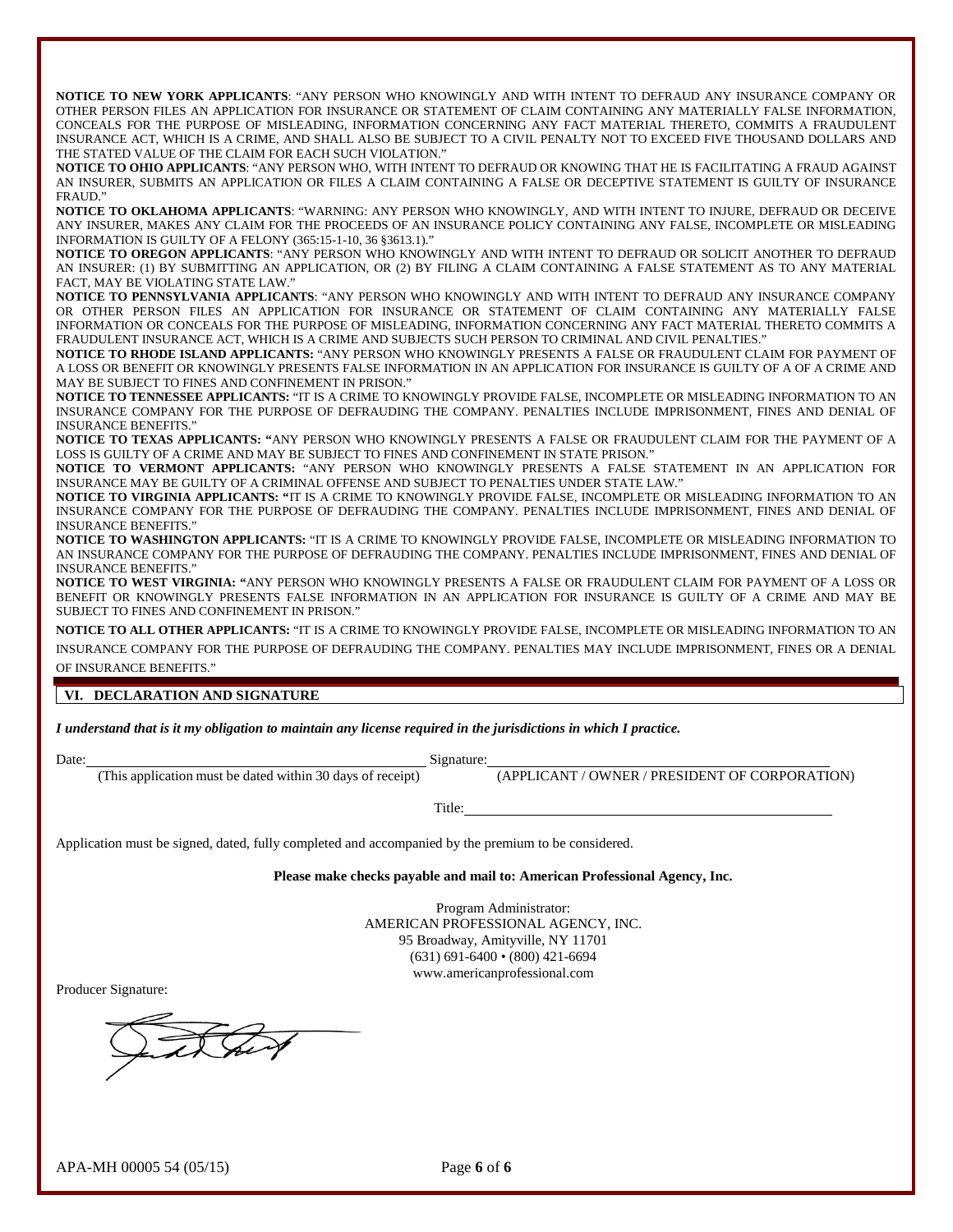**NOTICE TO NEW YORK APPLICANTS**: "ANY PERSON WHO KNOWINGLY AND WITH INTENT TO DEFRAUD ANY INSURANCE COMPANY OR OTHER PERSON FILES AN APPLICATION FOR INSURANCE OR STATEMENT OF CLAIM CONTAINING ANY MATERIALLY FALSE INFORMATION, CONCEALS FOR THE PURPOSE OF MISLEADING, INFORMATION CONCERNING ANY FACT MATERIAL THERETO, COMMITS A FRAUDULENT INSURANCE ACT, WHICH IS A CRIME, AND SHALL ALSO BE SUBJECT TO A CIVIL PENALTY NOT TO EXCEED FIVE THOUSAND DOLLARS AND THE STATED VALUE OF THE CLAIM FOR EACH SUCH VIOLATION."

**NOTICE TO OHIO APPLICANTS**: "ANY PERSON WHO, WITH INTENT TO DEFRAUD OR KNOWING THAT HE IS FACILITATING A FRAUD AGAINST AN INSURER, SUBMITS AN APPLICATION OR FILES A CLAIM CONTAINING A FALSE OR DECEPTIVE STATEMENT IS GUILTY OF INSURANCE FRAUD."

**NOTICE TO OKLAHOMA APPLICANTS**: "WARNING: ANY PERSON WHO KNOWINGLY, AND WITH INTENT TO INJURE, DEFRAUD OR DECEIVE ANY INSURER, MAKES ANY CLAIM FOR THE PROCEEDS OF AN INSURANCE POLICY CONTAINING ANY FALSE, INCOMPLETE OR MISLEADING INFORMATION IS GUILTY OF A FELONY (365:15-1-10, 36 §3613.1)."

**NOTICE TO OREGON APPLICANTS**: "ANY PERSON WHO KNOWINGLY AND WITH INTENT TO DEFRAUD OR SOLICIT ANOTHER TO DEFRAUD AN INSURER: (1) BY SUBMITTING AN APPLICATION, OR (2) BY FILING A CLAIM CONTAINING A FALSE STATEMENT AS TO ANY MATERIAL FACT, MAY BE VIOLATING STATE LAW."

**NOTICE TO PENNSYLVANIA APPLICANTS**: "ANY PERSON WHO KNOWINGLY AND WITH INTENT TO DEFRAUD ANY INSURANCE COMPANY OR OTHER PERSON FILES AN APPLICATION FOR INSURANCE OR STATEMENT OF CLAIM CONTAINING ANY MATERIALLY FALSE INFORMATION OR CONCEALS FOR THE PURPOSE OF MISLEADING, INFORMATION CONCERNING ANY FACT MATERIAL THERETO COMMITS A FRAUDULENT INSURANCE ACT, WHICH IS A CRIME AND SUBJECTS SUCH PERSON TO CRIMINAL AND CIVIL PENALTIES."

**NOTICE TO RHODE ISLAND APPLICANTS:** "ANY PERSON WHO KNOWINGLY PRESENTS A FALSE OR FRAUDULENT CLAIM FOR PAYMENT OF A LOSS OR BENEFIT OR KNOWINGLY PRESENTS FALSE INFORMATION IN AN APPLICATION FOR INSURANCE IS GUILTY OF A OF A CRIME AND MAY BE SUBJECT TO FINES AND CONFINEMENT IN PRISON."

**NOTICE TO TENNESSEE APPLICANTS:** "IT IS A CRIME TO KNOWINGLY PROVIDE FALSE, INCOMPLETE OR MISLEADING INFORMATION TO AN INSURANCE COMPANY FOR THE PURPOSE OF DEFRAUDING THE COMPANY. PENALTIES INCLUDE IMPRISONMENT, FINES AND DENIAL OF INSURANCE BENEFITS."

**NOTICE TO TEXAS APPLICANTS: "**ANY PERSON WHO KNOWINGLY PRESENTS A FALSE OR FRAUDULENT CLAIM FOR THE PAYMENT OF A LOSS IS GUILTY OF A CRIME AND MAY BE SUBJECT TO FINES AND CONFINEMENT IN STATE PRISON."

**NOTICE TO VERMONT APPLICANTS:** "ANY PERSON WHO KNOWINGLY PRESENTS A FALSE STATEMENT IN AN APPLICATION FOR INSURANCE MAY BE GUILTY OF A CRIMINAL OFFENSE AND SUBJECT TO PENALTIES UNDER STATE LAW."

**NOTICE TO VIRGINIA APPLICANTS: "**IT IS A CRIME TO KNOWINGLY PROVIDE FALSE, INCOMPLETE OR MISLEADING INFORMATION TO AN INSURANCE COMPANY FOR THE PURPOSE OF DEFRAUDING THE COMPANY. PENALTIES INCLUDE IMPRISONMENT, FINES AND DENIAL OF INSURANCE BENEFITS."

**NOTICE TO WASHINGTON APPLICANTS:** "IT IS A CRIME TO KNOWINGLY PROVIDE FALSE, INCOMPLETE OR MISLEADING INFORMATION TO AN INSURANCE COMPANY FOR THE PURPOSE OF DEFRAUDING THE COMPANY. PENALTIES INCLUDE IMPRISONMENT, FINES AND DENIAL OF INSURANCE BENEFITS."

**NOTICE TO WEST VIRGINIA: "**ANY PERSON WHO KNOWINGLY PRESENTS A FALSE OR FRAUDULENT CLAIM FOR PAYMENT OF A LOSS OR BENEFIT OR KNOWINGLY PRESENTS FALSE INFORMATION IN AN APPLICATION FOR INSURANCE IS GUILTY OF A CRIME AND MAY BE SUBJECT TO FINES AND CONFINEMENT IN PRISON."

**NOTICE TO ALL OTHER APPLICANTS:** "IT IS A CRIME TO KNOWINGLY PROVIDE FALSE, INCOMPLETE OR MISLEADING INFORMATION TO AN INSURANCE COMPANY FOR THE PURPOSE OF DEFRAUDING THE COMPANY. PENALTIES MAY INCLUDE IMPRISONMENT, FINES OR A DENIAL OF INSURANCE BENEFITS."

## VI. DECLARATION AND SIGNATURE

***I understand that is it my obligation to maintain any license required in the jurisdictions in which I practice.***

Date: ______________________________ Signature: ______________________________

(This application must be dated within 30 days of receipt) (APPLICANT / OWNER / PRESIDENT OF CORPORATION)

Title: ______________________________

Application must be signed, dated, fully completed and accompanied by the premium to be considered.

**Please make checks payable and mail to: American Professional Agency, Inc.**

Program Administrator:
AMERICAN PROFESSIONAL AGENCY, INC.
95 Broadway, Amityville, NY 11701
(631) 691-6400 • (800) 421-6694
www.americanprofessional.com

Producer Signature:

APA-MH 00005 54 (05/15)